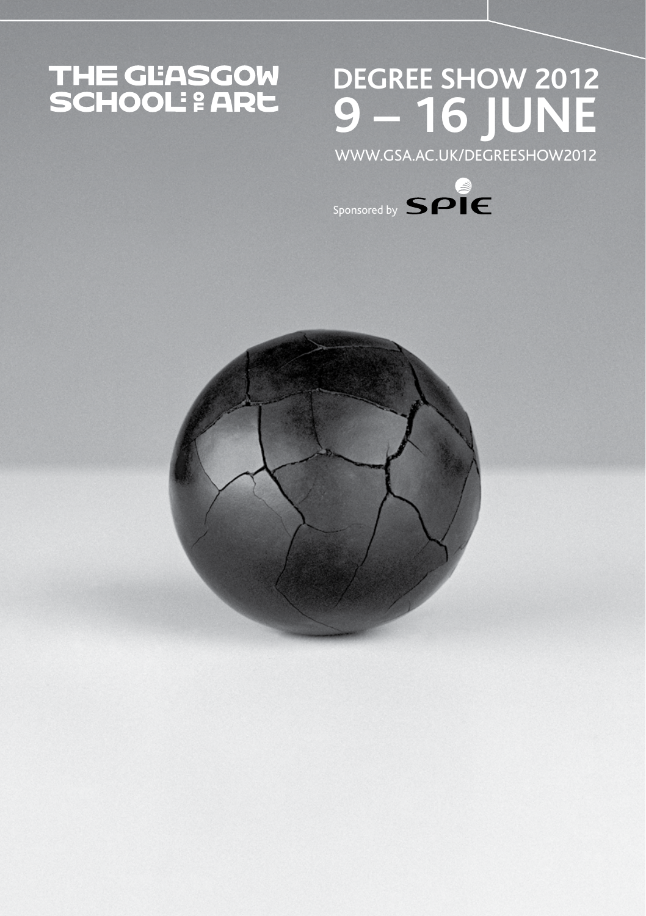THE GLASGOW SCHOOL OF ART

# DEGREE SHOW 2012
# 9 – 16 JUNE

WWW.GSA.AC.UK/DEGREESHOW2012

Sponsored by SPIE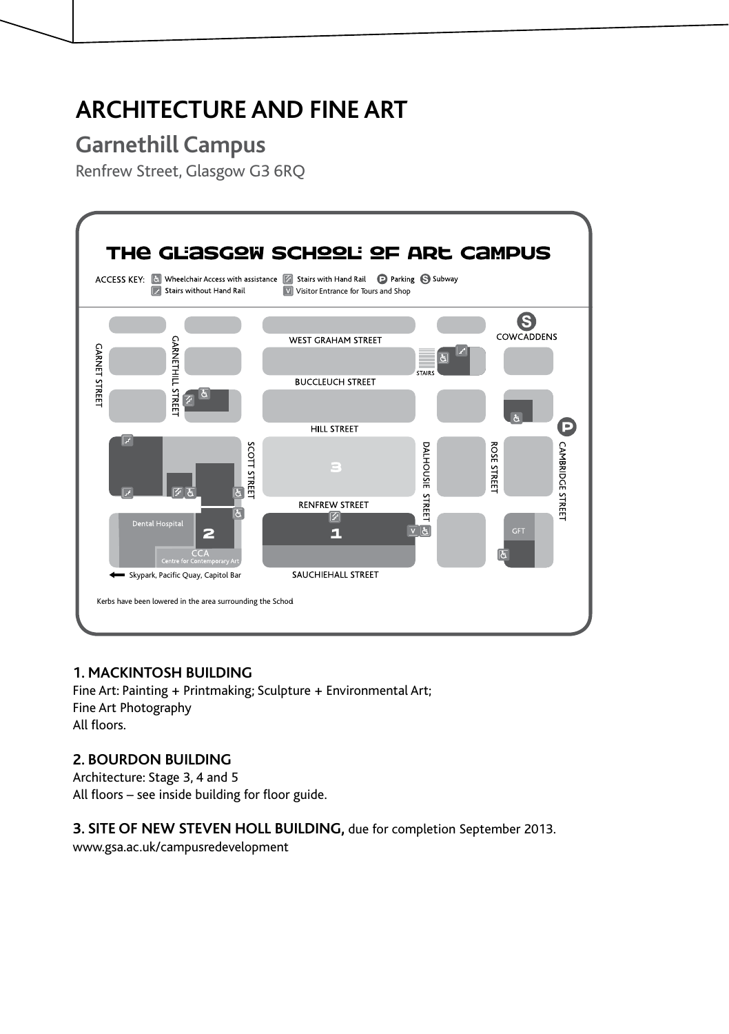# ARCHITECTURE AND FINE ART

## Garnethill Campus

Renfrew Street, Glasgow G3 6RQ

THE GLASGOW SCHOOL OF ART CAMPUS

ACCESS KEY: Wheelchair Access with assistance · Stairs with Hand Rail · Parking · Subway · Stairs without Hand Rail · Visitor Entrance for Tours and Shop

WEST GRAHAM STREET · BUCCLEUCH STREET · HILL STREET · RENFREW STREET · SAUCHIEHALL STREET · GARNET STREET · GARNETHILL STREET · SCOTT STREET · DALHOUSIE STREET · ROSE STREET · CAMBRIDGE STREET · COWCADDENS · STAIRS · Dental Hospital · CCA Centre for Contemporary Art · GFT

Skypark, Pacific Quay, Capitol Bar

Kerbs have been lowered in the area surrounding the School

**1. MACKINTOSH BUILDING**
Fine Art: Painting + Printmaking; Sculpture + Environmental Art;
Fine Art Photography
All floors.

**2. BOURDON BUILDING**
Architecture: Stage 3, 4 and 5
All floors – see inside building for floor guide.

**3. SITE OF NEW STEVEN HOLL BUILDING,** due for completion September 2013.
www.gsa.ac.uk/campusredevelopment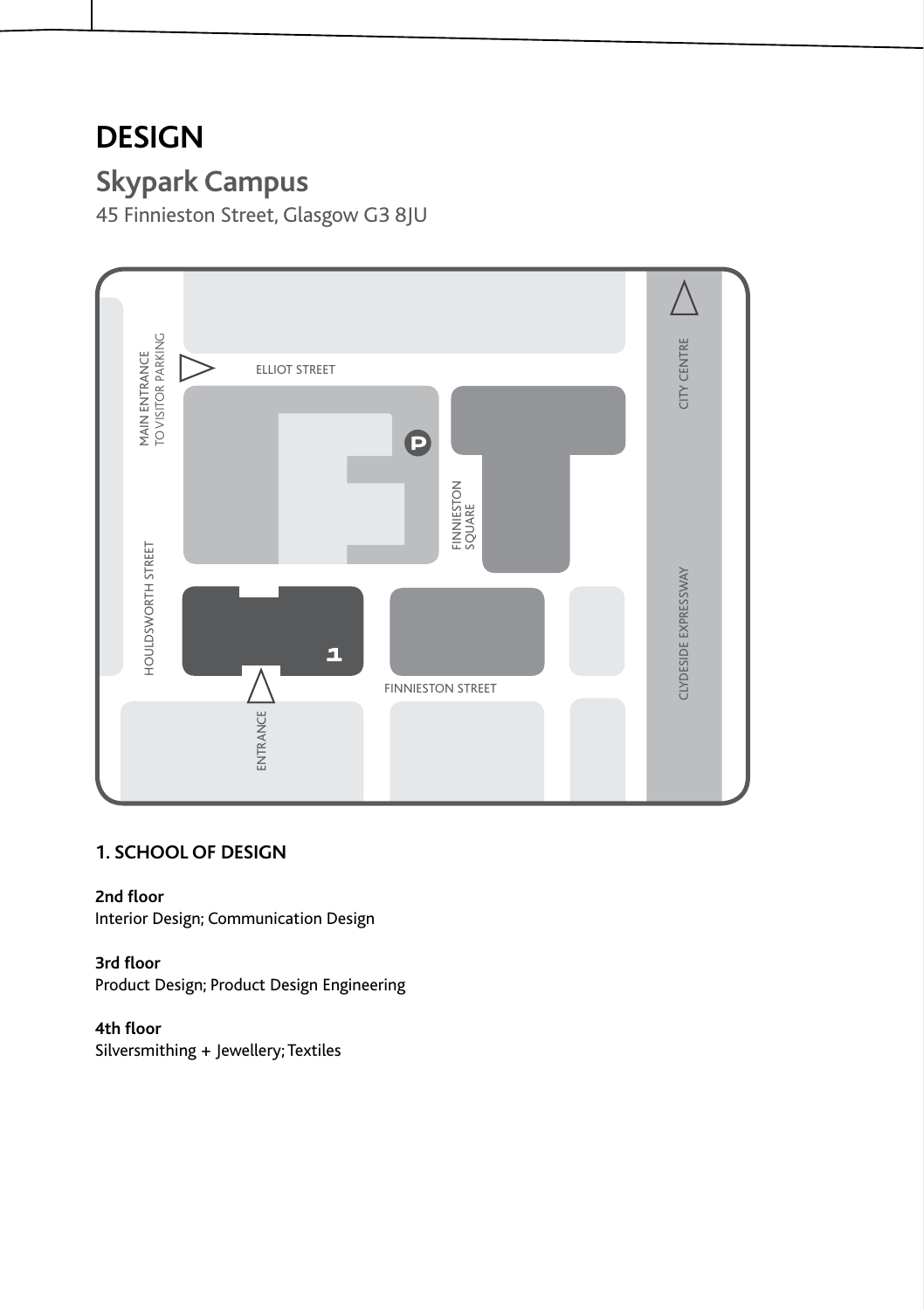# DESIGN

## Skypark Campus

45 Finnieston Street, Glasgow G3 8JU

ELLIOT STREET

MAIN ENTRANCE TO VISITOR PARKING

CITY CENTRE

FINNIESTON SQUARE

HOULDSWORTH STREET

CLYDESIDE EXPRESSWAY

FINNIESTON STREET

ENTRANCE

### 1. SCHOOL OF DESIGN

**2nd floor**
Interior Design; Communication Design

**3rd floor**
Product Design; Product Design Engineering

**4th floor**
Silversmithing + Jewellery; Textiles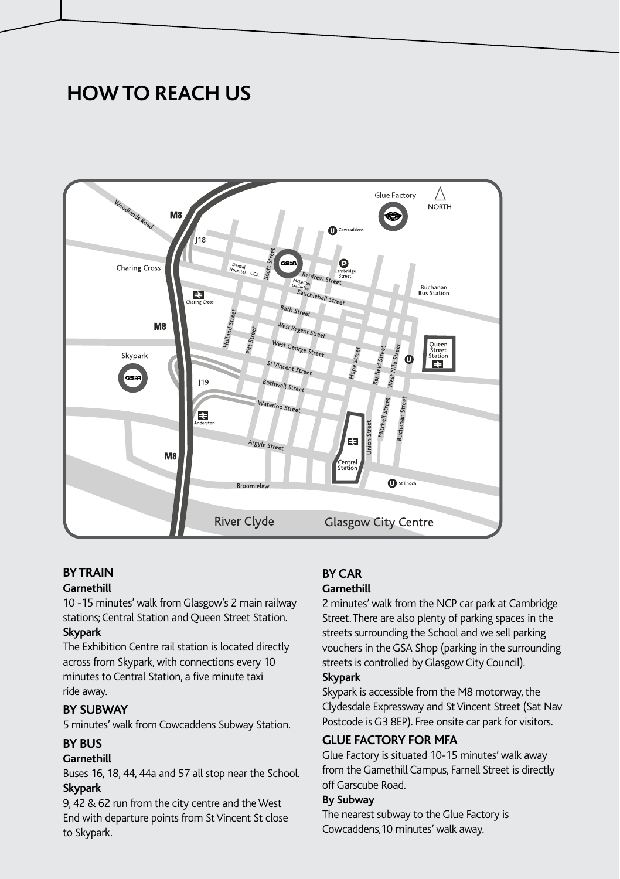# HOW TO REACH US

## BY TRAIN

**Garnethill**

10 -15 minutes' walk from Glasgow's 2 main railway stations; Central Station and Queen Street Station.

**Skypark**

The Exhibition Centre rail station is located directly across from Skypark, with connections every 10 minutes to Central Station, a five minute taxi ride away.

## BY SUBWAY

5 minutes' walk from Cowcaddens Subway Station.

## BY BUS

**Garnethill**

Buses 16, 18, 44, 44a and 57 all stop near the School.

**Skypark**

9, 42 & 62 run from the city centre and the West End with departure points from St Vincent St close to Skypark.

## BY CAR

**Garnethill**

2 minutes' walk from the NCP car park at Cambridge Street. There are also plenty of parking spaces in the streets surrounding the School and we sell parking vouchers in the GSA Shop (parking in the surrounding streets is controlled by Glasgow City Council).

**Skypark**

Skypark is accessible from the M8 motorway, the Clydesdale Expressway and St Vincent Street (Sat Nav Postcode is G3 8EP). Free onsite car park for visitors.

## GLUE FACTORY FOR MFA

Glue Factory is situated 10-15 minutes' walk away from the Garnethill Campus, Farnell Street is directly off Garscube Road.

**By Subway**

The nearest subway to the Glue Factory is Cowcaddens,10 minutes' walk away.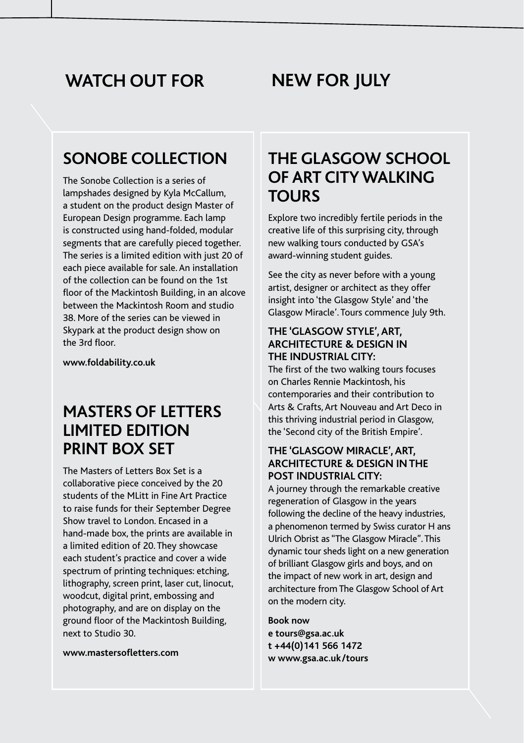## WATCH OUT FOR

### SONOBE COLLECTION

The Sonobe Collection is a series of lampshades designed by Kyla McCallum, a student on the product design Master of European Design programme. Each lamp is constructed using hand-folded, modular segments that are carefully pieced together. The series is a limited edition with just 20 of each piece available for sale. An installation of the collection can be found on the 1st floor of the Mackintosh Building, in an alcove between the Mackintosh Room and studio 38. More of the series can be viewed in Skypark at the product design show on the 3rd floor.

**www.foldability.co.uk**

### MASTERS OF LETTERS LIMITED EDITION PRINT BOX SET

The Masters of Letters Box Set is a collaborative piece conceived by the 20 students of the MLitt in Fine Art Practice to raise funds for their September Degree Show travel to London. Encased in a hand-made box, the prints are available in a limited edition of 20. They showcase each student's practice and cover a wide spectrum of printing techniques: etching, lithography, screen print, laser cut, linocut, woodcut, digital print, embossing and photography, and are on display on the ground floor of the Mackintosh Building, next to Studio 30.

**www.mastersofletters.com**

## NEW FOR JULY

### THE GLASGOW SCHOOL OF ART CITY WALKING TOURS

Explore two incredibly fertile periods in the creative life of this surprising city, through new walking tours conducted by GSA's award-winning student guides.

See the city as never before with a young artist, designer or architect as they offer insight into 'the Glasgow Style' and 'the Glasgow Miracle'. Tours commence July 9th.

**THE 'GLASGOW STYLE', ART, ARCHITECTURE & DESIGN IN THE INDUSTRIAL CITY:**
The first of the two walking tours focuses on Charles Rennie Mackintosh, his contemporaries and their contribution to Arts & Crafts, Art Nouveau and Art Deco in this thriving industrial period in Glasgow, the 'Second city of the British Empire'.

**THE 'GLASGOW MIRACLE', ART, ARCHITECTURE & DESIGN IN THE POST INDUSTRIAL CITY:**
A journey through the remarkable creative regeneration of Glasgow in the years following the decline of the heavy industries, a phenomenon termed by Swiss curator H ans Ulrich Obrist as "The Glasgow Miracle". This dynamic tour sheds light on a new generation of brilliant Glasgow girls and boys, and on the impact of new work in art, design and architecture from The Glasgow School of Art on the modern city.

**Book now**
**e tours@gsa.ac.uk**
**t +44(0)141 566 1472**
**w www.gsa.ac.uk/tours**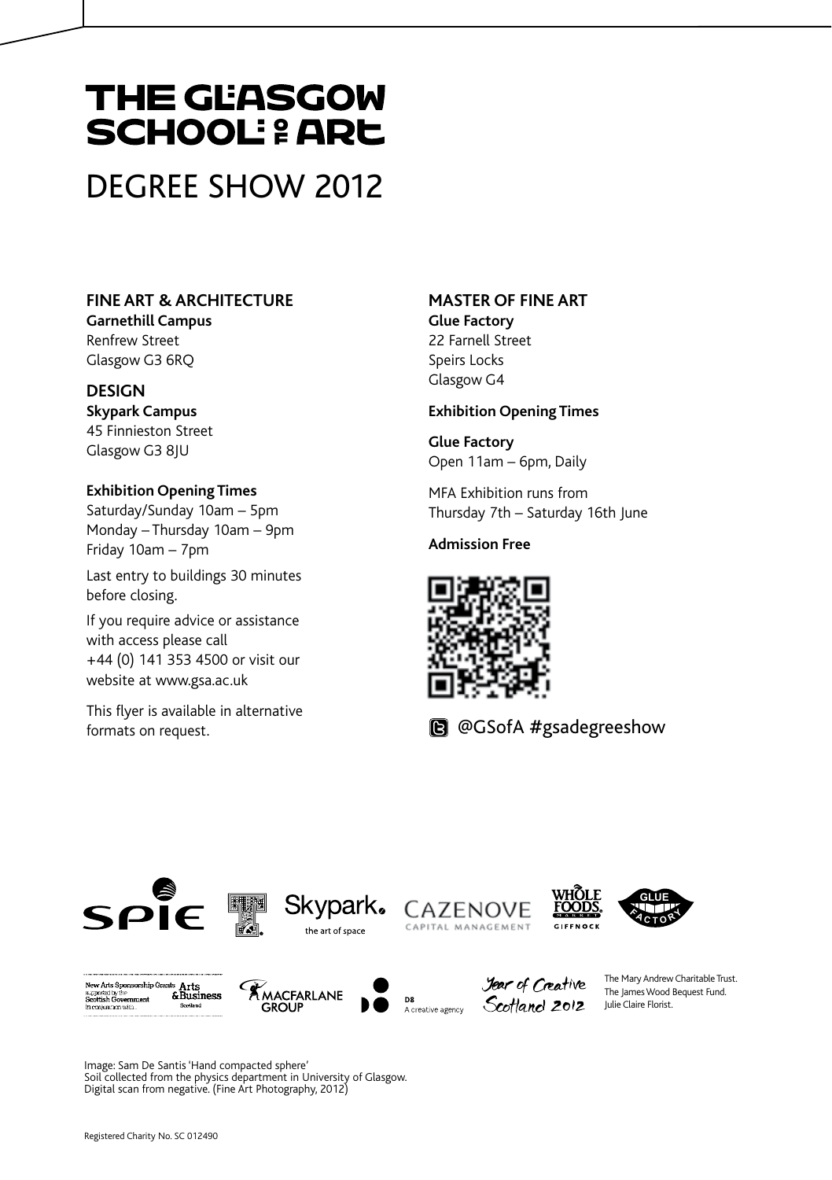# THE GLASGOW SCHOOL OF ART

## DEGREE SHOW 2012

### FINE ART & ARCHITECTURE

**Garnethill Campus**
Renfrew Street
Glasgow G3 6RQ

### DESIGN

**Skypark Campus**
45 Finnieston Street
Glasgow G3 8JU

**Exhibition Opening Times**
Saturday/Sunday 10am – 5pm
Monday – Thursday 10am – 9pm
Friday 10am – 7pm

Last entry to buildings 30 minutes before closing.

If you require advice or assistance with access please call +44 (0) 141 353 4500 or visit our website at www.gsa.ac.uk

This flyer is available in alternative formats on request.

### MASTER OF FINE ART

**Glue Factory**
22 Farnell Street
Speirs Locks
Glasgow G4

**Exhibition Opening Times**

**Glue Factory**
Open 11am – 6pm, Daily

MFA Exhibition runs from Thursday 7th – Saturday 16th June

**Admission Free**

@GSofA #gsadegreeshow

SPIE · Skypark. the art of space · CAZENOVE CAPITAL MANAGEMENT · WHOLE FOODS MARKET GIFFNOCK · GLUE FACTORY

New Arts Sponsorship Grants supported by the Scottish Government in conjunction with Arts & Business Scotland · MACFARLANE GROUP · D8 A creative agency · Year of Creative Scotland 2012

The Mary Andrew Charitable Trust.
The James Wood Bequest Fund.
Julie Claire Florist.

Image: Sam De Santis 'Hand compacted sphere'
Soil collected from the physics department in University of Glasgow.
Digital scan from negative. (Fine Art Photography, 2012)

Registered Charity No. SC 012490